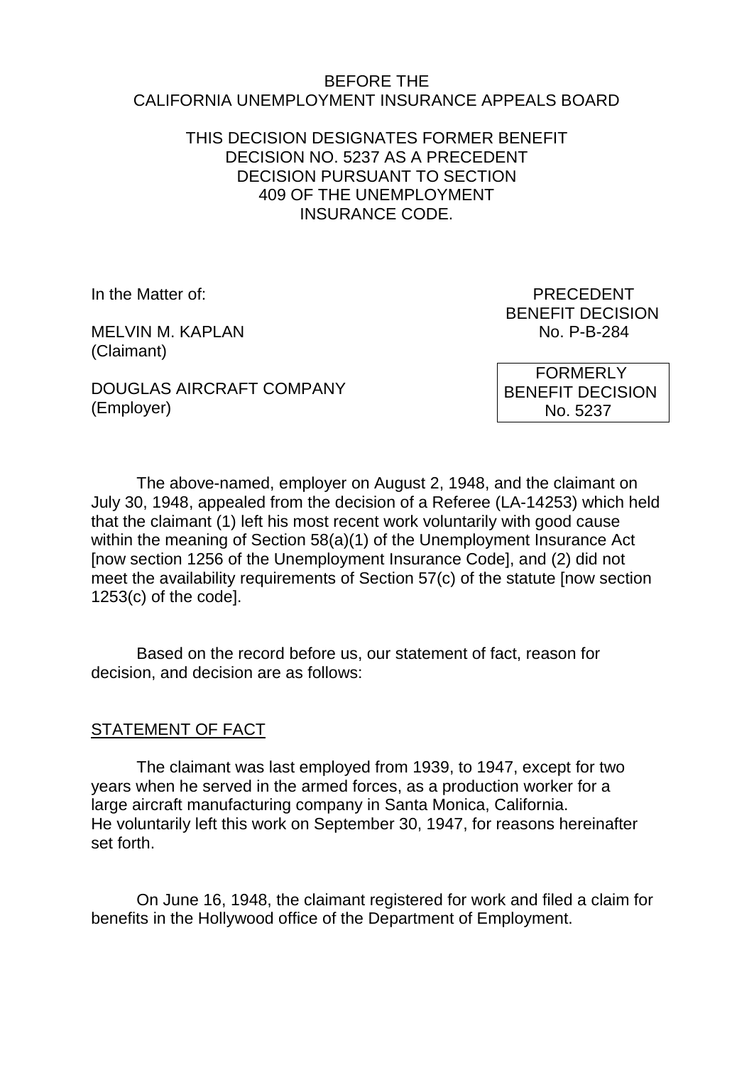BEFORE THE
CALIFORNIA UNEMPLOYMENT INSURANCE APPEALS BOARD

THIS DECISION DESIGNATES FORMER BENEFIT DECISION NO. 5237 AS A PRECEDENT DECISION PURSUANT TO SECTION 409 OF THE UNEMPLOYMENT INSURANCE CODE.

In the Matter of:

MELVIN M. KAPLAN
(Claimant)

DOUGLAS AIRCRAFT COMPANY
(Employer)

PRECEDENT
BENEFIT DECISION
No. P-B-284

FORMERLY
BENEFIT DECISION
No. 5237

The above-named, employer on August 2, 1948, and the claimant on July 30, 1948, appealed from the decision of a Referee (LA-14253) which held that the claimant (1) left his most recent work voluntarily with good cause within the meaning of Section 58(a)(1) of the Unemployment Insurance Act [now section 1256 of the Unemployment Insurance Code], and (2) did not meet the availability requirements of Section 57(c) of the statute [now section 1253(c) of the code].

Based on the record before us, our statement of fact, reason for decision, and decision are as follows:

## STATEMENT OF FACT

The claimant was last employed from 1939, to 1947, except for two years when he served in the armed forces, as a production worker for a large aircraft manufacturing company in Santa Monica, California. He voluntarily left this work on September 30, 1947, for reasons hereinafter set forth.

On June 16, 1948, the claimant registered for work and filed a claim for benefits in the Hollywood office of the Department of Employment.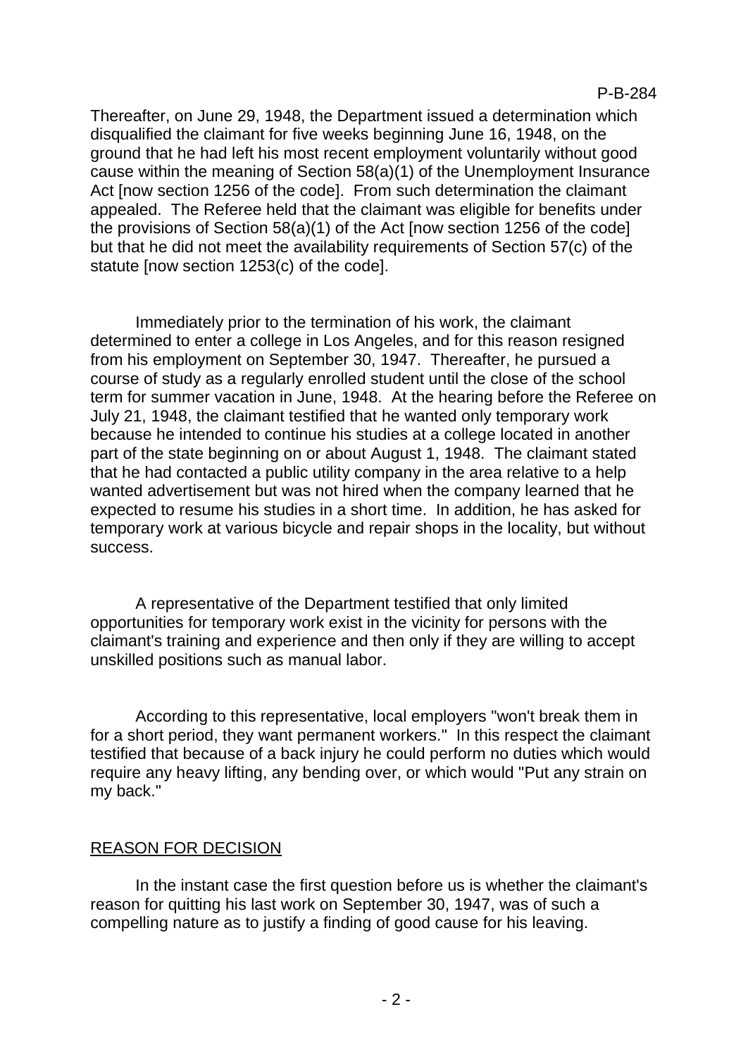Thereafter, on June 29, 1948, the Department issued a determination which disqualified the claimant for five weeks beginning June 16, 1948, on the ground that he had left his most recent employment voluntarily without good cause within the meaning of Section 58(a)(1) of the Unemployment Insurance Act [now section 1256 of the code]. From such determination the claimant appealed. The Referee held that the claimant was eligible for benefits under the provisions of Section 58(a)(1) of the Act [now section 1256 of the code] but that he did not meet the availability requirements of Section 57(c) of the statute [now section 1253(c) of the code].

Immediately prior to the termination of his work, the claimant determined to enter a college in Los Angeles, and for this reason resigned from his employment on September 30, 1947. Thereafter, he pursued a course of study as a regularly enrolled student until the close of the school term for summer vacation in June, 1948. At the hearing before the Referee on July 21, 1948, the claimant testified that he wanted only temporary work because he intended to continue his studies at a college located in another part of the state beginning on or about August 1, 1948. The claimant stated that he had contacted a public utility company in the area relative to a help wanted advertisement but was not hired when the company learned that he expected to resume his studies in a short time. In addition, he has asked for temporary work at various bicycle and repair shops in the locality, but without success.

A representative of the Department testified that only limited opportunities for temporary work exist in the vicinity for persons with the claimant's training and experience and then only if they are willing to accept unskilled positions such as manual labor.

According to this representative, local employers "won't break them in for a short period, they want permanent workers." In this respect the claimant testified that because of a back injury he could perform no duties which would require any heavy lifting, any bending over, or which would "Put any strain on my back."

## REASON FOR DECISION

In the instant case the first question before us is whether the claimant's reason for quitting his last work on September 30, 1947, was of such a compelling nature as to justify a finding of good cause for his leaving.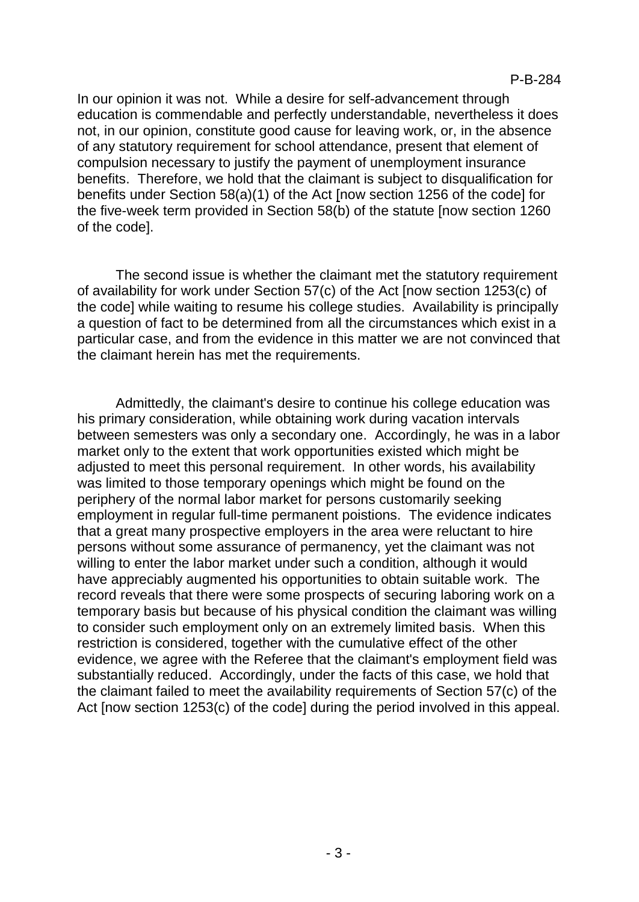In our opinion it was not. While a desire for self-advancement through education is commendable and perfectly understandable, nevertheless it does not, in our opinion, constitute good cause for leaving work, or, in the absence of any statutory requirement for school attendance, present that element of compulsion necessary to justify the payment of unemployment insurance benefits. Therefore, we hold that the claimant is subject to disqualification for benefits under Section 58(a)(1) of the Act [now section 1256 of the code] for the five-week term provided in Section 58(b) of the statute [now section 1260 of the code].

The second issue is whether the claimant met the statutory requirement of availability for work under Section 57(c) of the Act [now section 1253(c) of the code] while waiting to resume his college studies. Availability is principally a question of fact to be determined from all the circumstances which exist in a particular case, and from the evidence in this matter we are not convinced that the claimant herein has met the requirements.

Admittedly, the claimant's desire to continue his college education was his primary consideration, while obtaining work during vacation intervals between semesters was only a secondary one. Accordingly, he was in a labor market only to the extent that work opportunities existed which might be adjusted to meet this personal requirement. In other words, his availability was limited to those temporary openings which might be found on the periphery of the normal labor market for persons customarily seeking employment in regular full-time permanent poistions. The evidence indicates that a great many prospective employers in the area were reluctant to hire persons without some assurance of permanency, yet the claimant was not willing to enter the labor market under such a condition, although it would have appreciably augmented his opportunities to obtain suitable work. The record reveals that there were some prospects of securing laboring work on a temporary basis but because of his physical condition the claimant was willing to consider such employment only on an extremely limited basis. When this restriction is considered, together with the cumulative effect of the other evidence, we agree with the Referee that the claimant's employment field was substantially reduced. Accordingly, under the facts of this case, we hold that the claimant failed to meet the availability requirements of Section 57(c) of the Act [now section 1253(c) of the code] during the period involved in this appeal.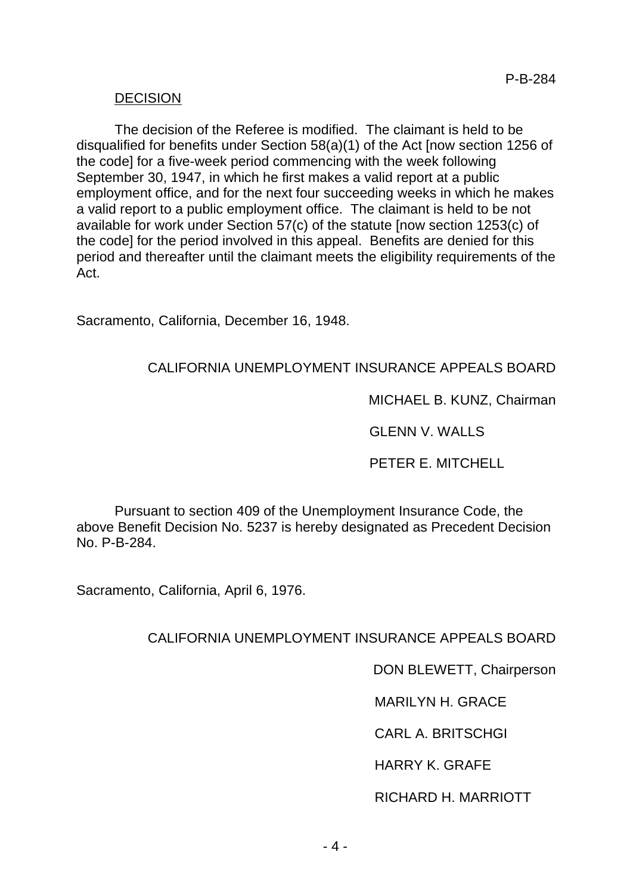## DECISION

The decision of the Referee is modified. The claimant is held to be disqualified for benefits under Section 58(a)(1) of the Act [now section 1256 of the code] for a five-week period commencing with the week following September 30, 1947, in which he first makes a valid report at a public employment office, and for the next four succeeding weeks in which he makes a valid report to a public employment office. The claimant is held to be not available for work under Section 57(c) of the statute [now section 1253(c) of the code] for the period involved in this appeal. Benefits are denied for this period and thereafter until the claimant meets the eligibility requirements of the Act.

Sacramento, California, December 16, 1948.

CALIFORNIA UNEMPLOYMENT INSURANCE APPEALS BOARD

MICHAEL B. KUNZ, Chairman

GLENN V. WALLS

PETER E. MITCHELL

Pursuant to section 409 of the Unemployment Insurance Code, the above Benefit Decision No. 5237 is hereby designated as Precedent Decision No. P-B-284.

Sacramento, California, April 6, 1976.

CALIFORNIA UNEMPLOYMENT INSURANCE APPEALS BOARD

DON BLEWETT, Chairperson

MARILYN H. GRACE

CARL A. BRITSCHGI

HARRY K. GRAFE

RICHARD H. MARRIOTT